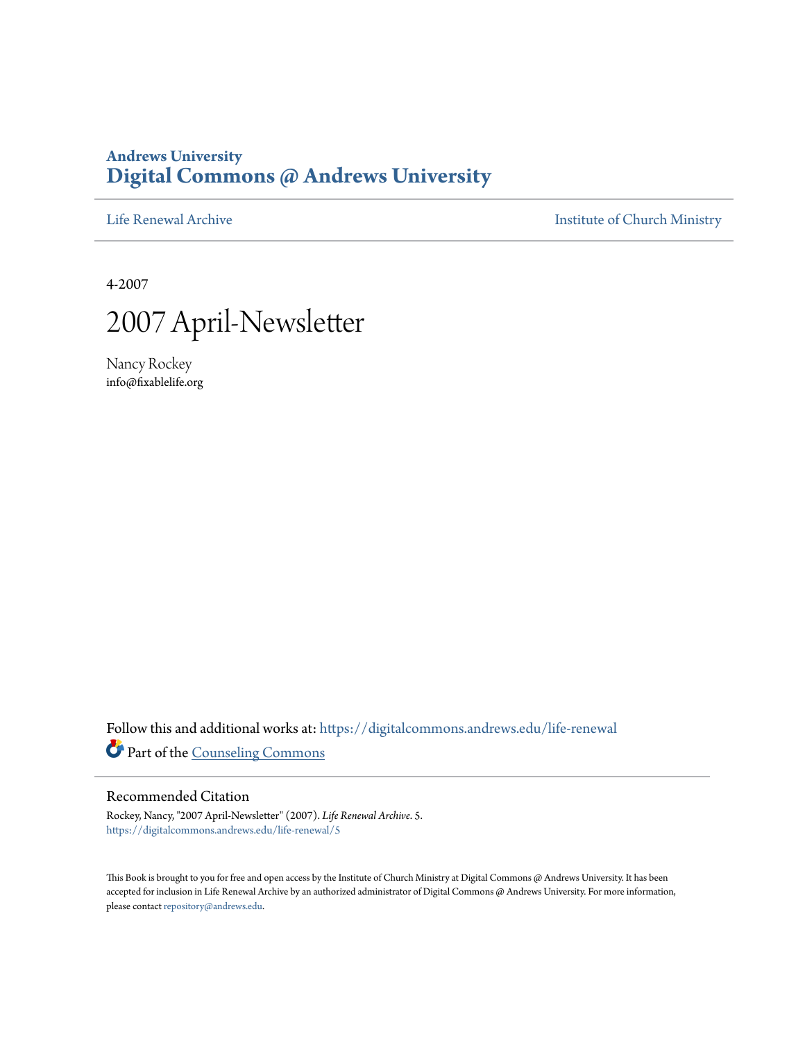# Andrews University
# Digital Commons @ Andrews University

Life Renewal Archive | Institute of Church Ministry

4-2007

# 2007 April-Newsletter

Nancy Rockey
info@fixablelife.org

Follow this and additional works at: https://digitalcommons.andrews.edu/life-renewal

Part of the Counseling Commons

## Recommended Citation

Rockey, Nancy, "2007 April-Newsletter" (2007). *Life Renewal Archive*. 5.
https://digitalcommons.andrews.edu/life-renewal/5

This Book is brought to you for free and open access by the Institute of Church Ministry at Digital Commons @ Andrews University. It has been accepted for inclusion in Life Renewal Archive by an authorized administrator of Digital Commons @ Andrews University. For more information, please contact repository@andrews.edu.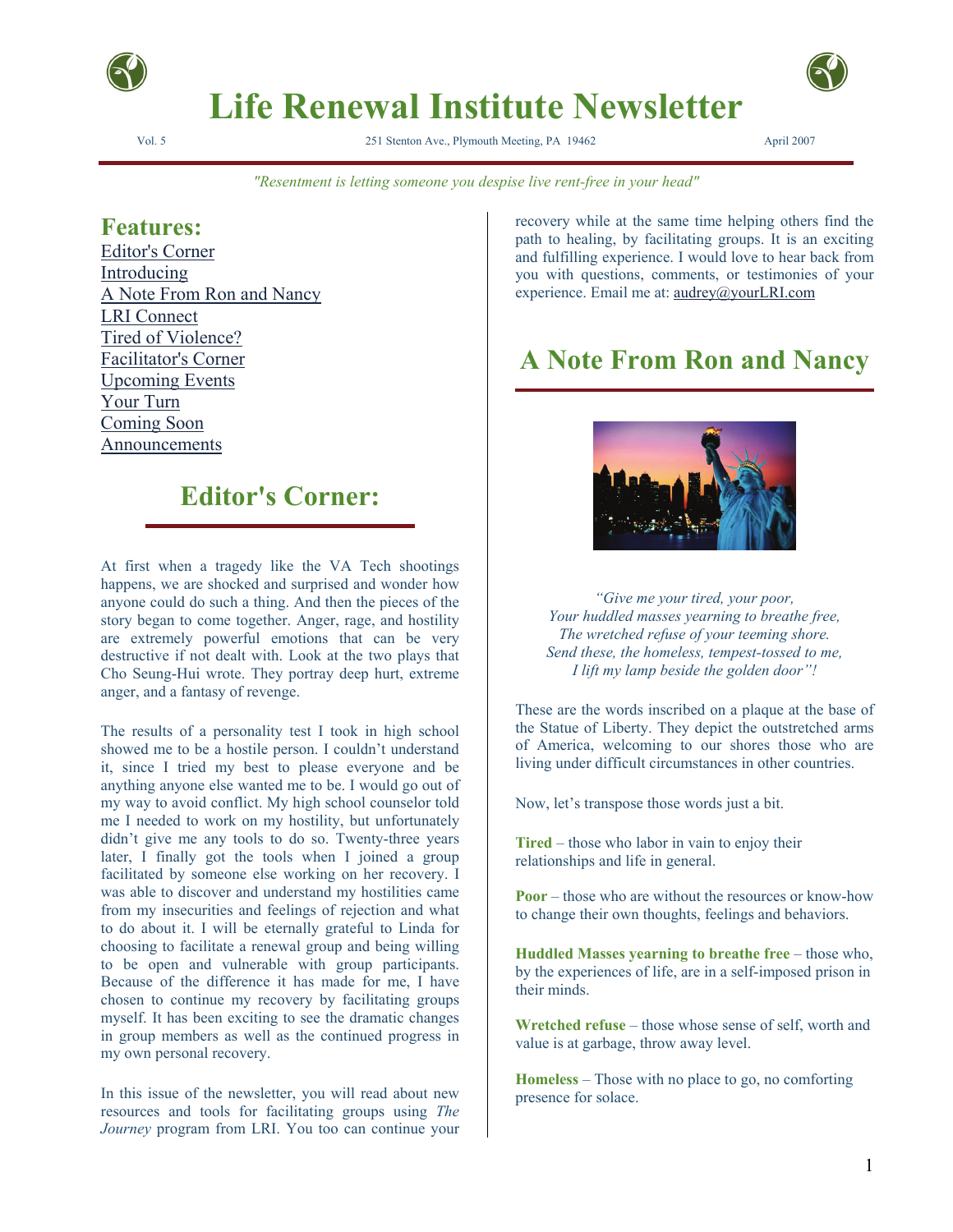# Life Renewal Institute Newsletter

Vol. 5 | 251 Stenton Ave., Plymouth Meeting, PA 19462 | April 2007

*"Resentment is letting someone you despise live rent-free in your head"*

## Features:

Editor's Corner
Introducing
A Note From Ron and Nancy
LRI Connect
Tired of Violence?
Facilitator's Corner
Upcoming Events
Your Turn
Coming Soon
Announcements

## Editor's Corner:

At first when a tragedy like the VA Tech shootings happens, we are shocked and surprised and wonder how anyone could do such a thing. And then the pieces of the story began to come together. Anger, rage, and hostility are extremely powerful emotions that can be very destructive if not dealt with. Look at the two plays that Cho Seung-Hui wrote. They portray deep hurt, extreme anger, and a fantasy of revenge.

The results of a personality test I took in high school showed me to be a hostile person. I couldn't understand it, since I tried my best to please everyone and be anything anyone else wanted me to be. I would go out of my way to avoid conflict. My high school counselor told me I needed to work on my hostility, but unfortunately didn't give me any tools to do so. Twenty-three years later, I finally got the tools when I joined a group facilitated by someone else working on her recovery. I was able to discover and understand my hostilities came from my insecurities and feelings of rejection and what to do about it. I will be eternally grateful to Linda for choosing to facilitate a renewal group and being willing to be open and vulnerable with group participants. Because of the difference it has made for me, I have chosen to continue my recovery by facilitating groups myself. It has been exciting to see the dramatic changes in group members as well as the continued progress in my own personal recovery.

In this issue of the newsletter, you will read about new resources and tools for facilitating groups using *The Journey* program from LRI. You too can continue your recovery while at the same time helping others find the path to healing, by facilitating groups. It is an exciting and fulfilling experience. I would love to hear back from you with questions, comments, or testimonies of your experience. Email me at: audrey@yourLRI.com

## A Note From Ron and Nancy

*"Give me your tired, your poor,*
*Your huddled masses yearning to breathe free,*
*The wretched refuse of your teeming shore.*
*Send these, the homeless, tempest-tossed to me,*
*I lift my lamp beside the golden door"!*

These are the words inscribed on a plaque at the base of the Statue of Liberty. They depict the outstretched arms of America, welcoming to our shores those who are living under difficult circumstances in other countries.

Now, let's transpose those words just a bit.

**Tired** – those who labor in vain to enjoy their relationships and life in general.

**Poor** – those who are without the resources or know-how to change their own thoughts, feelings and behaviors.

**Huddled Masses yearning to breathe free** – those who, by the experiences of life, are in a self-imposed prison in their minds.

**Wretched refuse** – those whose sense of self, worth and value is at garbage, throw away level.

**Homeless** – Those with no place to go, no comforting presence for solace.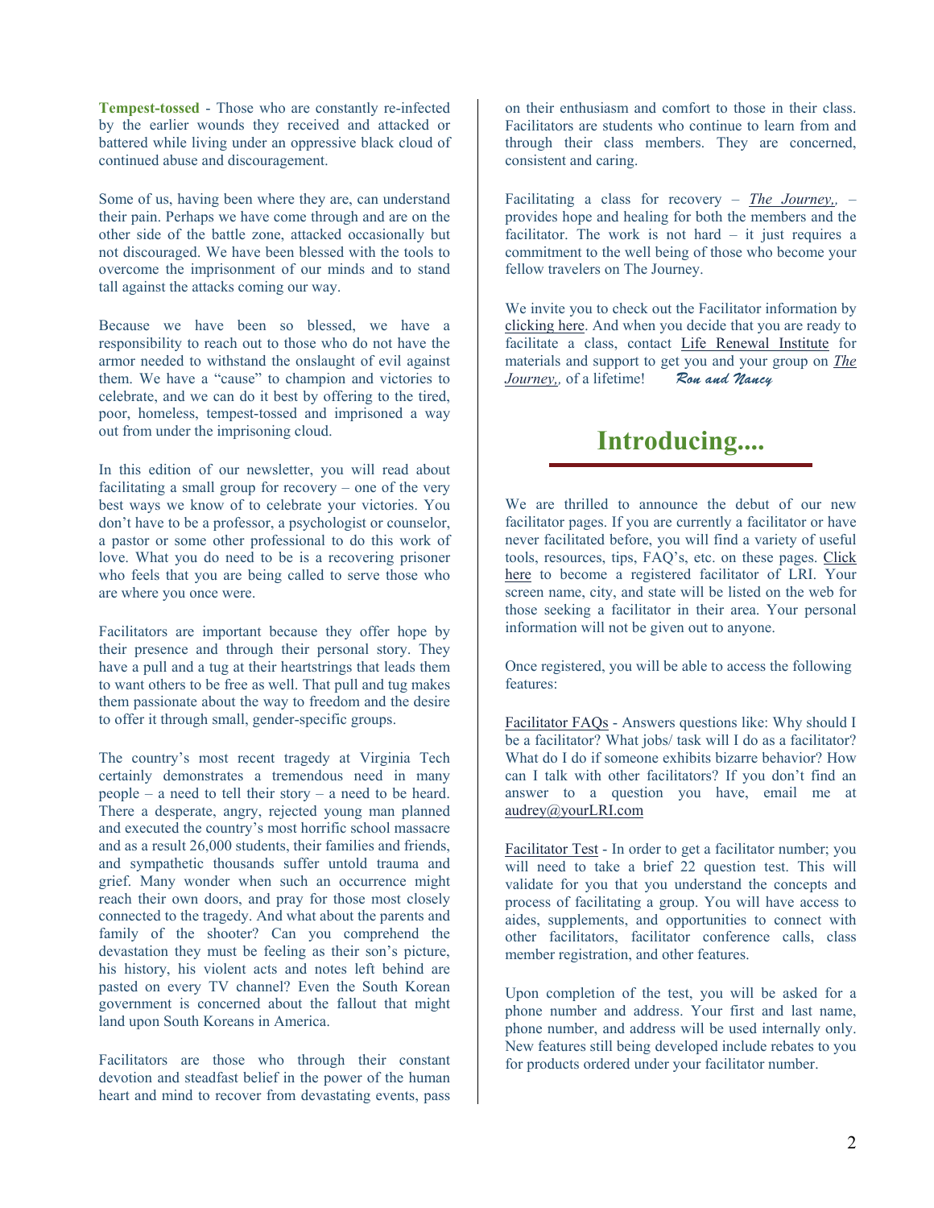**Tempest-tossed** - Those who are constantly re-infected by the earlier wounds they received and attacked or battered while living under an oppressive black cloud of continued abuse and discouragement.

Some of us, having been where they are, can understand their pain. Perhaps we have come through and are on the other side of the battle zone, attacked occasionally but not discouraged. We have been blessed with the tools to overcome the imprisonment of our minds and to stand tall against the attacks coming our way.

Because we have been so blessed, we have a responsibility to reach out to those who do not have the armor needed to withstand the onslaught of evil against them. We have a "cause" to champion and victories to celebrate, and we can do it best by offering to the tired, poor, homeless, tempest-tossed and imprisoned a way out from under the imprisoning cloud.

In this edition of our newsletter, you will read about facilitating a small group for recovery – one of the very best ways we know of to celebrate your victories. You don't have to be a professor, a psychologist or counselor, a pastor or some other professional to do this work of love. What you do need to be is a recovering prisoner who feels that you are being called to serve those who are where you once were.

Facilitators are important because they offer hope by their presence and through their personal story. They have a pull and a tug at their heartstrings that leads them to want others to be free as well. That pull and tug makes them passionate about the way to freedom and the desire to offer it through small, gender-specific groups.

The country's most recent tragedy at Virginia Tech certainly demonstrates a tremendous need in many people – a need to tell their story – a need to be heard. There a desperate, angry, rejected young man planned and executed the country's most horrific school massacre and as a result 26,000 students, their families and friends, and sympathetic thousands suffer untold trauma and grief. Many wonder when such an occurrence might reach their own doors, and pray for those most closely connected to the tragedy. And what about the parents and family of the shooter? Can you comprehend the devastation they must be feeling as their son's picture, his history, his violent acts and notes left behind are pasted on every TV channel? Even the South Korean government is concerned about the fallout that might land upon South Koreans in America.

Facilitators are those who through their constant devotion and steadfast belief in the power of the human heart and mind to recover from devastating events, pass on their enthusiasm and comfort to those in their class. Facilitators are students who continue to learn from and through their class members. They are concerned, consistent and caring.

Facilitating a class for recovery – *The Journey,,* – provides hope and healing for both the members and the facilitator. The work is not hard – it just requires a commitment to the well being of those who become your fellow travelers on The Journey.

We invite you to check out the Facilitator information by clicking here. And when you decide that you are ready to facilitate a class, contact Life Renewal Institute for materials and support to get you and your group on *The Journey,,* of a lifetime! *Ron and Nancy*

## Introducing....

We are thrilled to announce the debut of our new facilitator pages. If you are currently a facilitator or have never facilitated before, you will find a variety of useful tools, resources, tips, FAQ's, etc. on these pages. Click here to become a registered facilitator of LRI. Your screen name, city, and state will be listed on the web for those seeking a facilitator in their area. Your personal information will not be given out to anyone.

Once registered, you will be able to access the following features:

Facilitator FAQs - Answers questions like: Why should I be a facilitator? What jobs/ task will I do as a facilitator? What do I do if someone exhibits bizarre behavior? How can I talk with other facilitators? If you don't find an answer to a question you have, email me at audrey@yourLRI.com

Facilitator Test - In order to get a facilitator number; you will need to take a brief 22 question test. This will validate for you that you understand the concepts and process of facilitating a group. You will have access to aides, supplements, and opportunities to connect with other facilitators, facilitator conference calls, class member registration, and other features.

Upon completion of the test, you will be asked for a phone number and address. Your first and last name, phone number, and address will be used internally only. New features still being developed include rebates to you for products ordered under your facilitator number.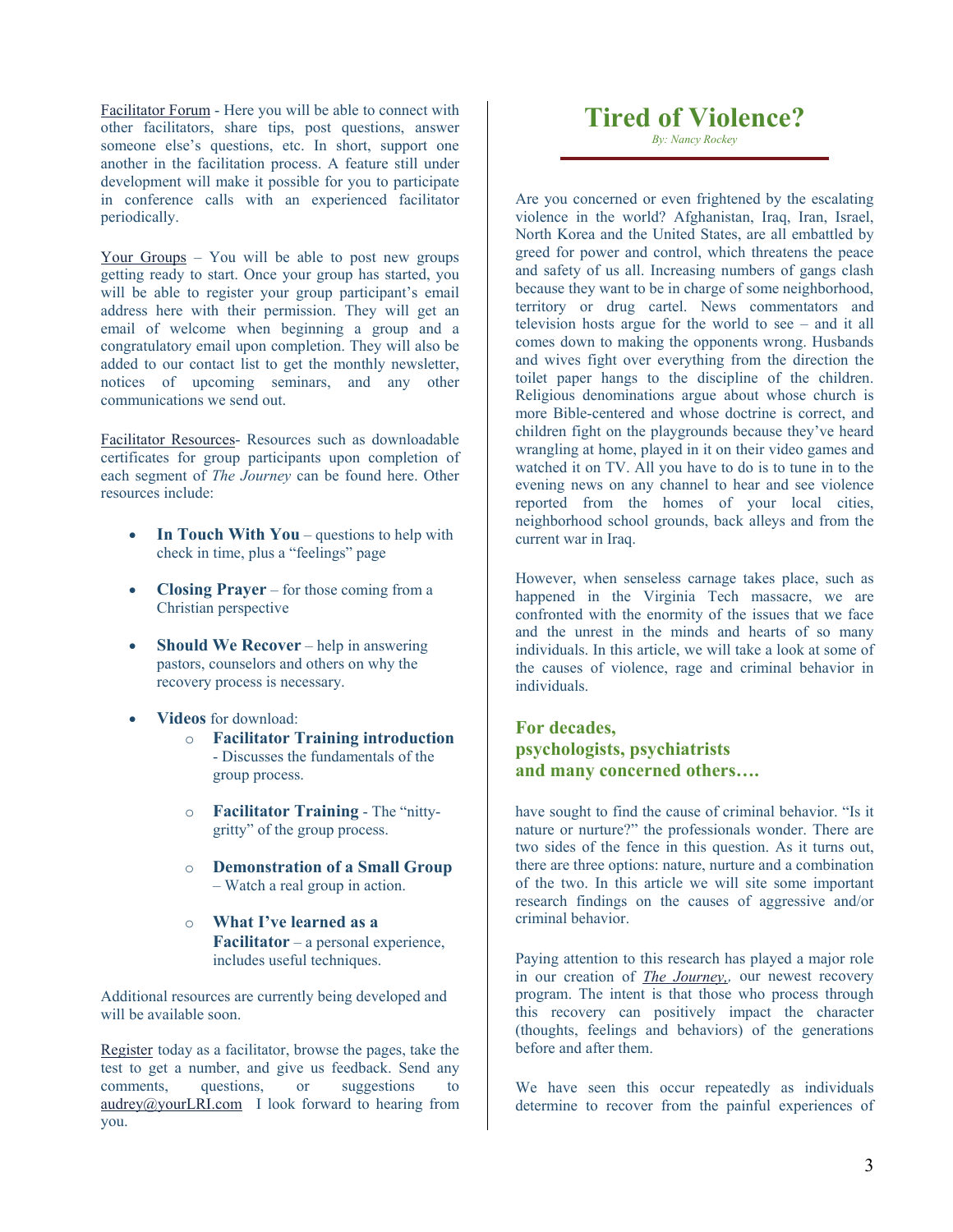Facilitator Forum - Here you will be able to connect with other facilitators, share tips, post questions, answer someone else's questions, etc. In short, support one another in the facilitation process. A feature still under development will make it possible for you to participate in conference calls with an experienced facilitator periodically.

Your Groups – You will be able to post new groups getting ready to start. Once your group has started, you will be able to register your group participant's email address here with their permission. They will get an email of welcome when beginning a group and a congratulatory email upon completion. They will also be added to our contact list to get the monthly newsletter, notices of upcoming seminars, and any other communications we send out.

Facilitator Resources- Resources such as downloadable certificates for group participants upon completion of each segment of *The Journey* can be found here. Other resources include:

- **In Touch With You** – questions to help with check in time, plus a "feelings" page
- **Closing Prayer** – for those coming from a Christian perspective
- **Should We Recover** – help in answering pastors, counselors and others on why the recovery process is necessary.
- **Videos** for download:
    - **Facilitator Training introduction** - Discusses the fundamentals of the group process.
    - **Facilitator Training** - The "nitty-gritty" of the group process.
    - **Demonstration of a Small Group** – Watch a real group in action.
    - **What I've learned as a Facilitator** – a personal experience, includes useful techniques.

Additional resources are currently being developed and will be available soon.

Register today as a facilitator, browse the pages, take the test to get a number, and give us feedback. Send any comments, questions, or suggestions to audrey@yourLRI.com I look forward to hearing from you.

# Tired of Violence?

*By: Nancy Rockey*

Are you concerned or even frightened by the escalating violence in the world? Afghanistan, Iraq, Iran, Israel, North Korea and the United States, are all embattled by greed for power and control, which threatens the peace and safety of us all. Increasing numbers of gangs clash because they want to be in charge of some neighborhood, territory or drug cartel. News commentators and television hosts argue for the world to see – and it all comes down to making the opponents wrong. Husbands and wives fight over everything from the direction the toilet paper hangs to the discipline of the children. Religious denominations argue about whose church is more Bible-centered and whose doctrine is correct, and children fight on the playgrounds because they've heard wrangling at home, played in it on their video games and watched it on TV. All you have to do is to tune in to the evening news on any channel to hear and see violence reported from the homes of your local cities, neighborhood school grounds, back alleys and from the current war in Iraq.

However, when senseless carnage takes place, such as happened in the Virginia Tech massacre, we are confronted with the enormity of the issues that we face and the unrest in the minds and hearts of so many individuals. In this article, we will take a look at some of the causes of violence, rage and criminal behavior in individuals.

## For decades, psychologists, psychiatrists and many concerned others….

have sought to find the cause of criminal behavior. "Is it nature or nurture?" the professionals wonder. There are two sides of the fence in this question. As it turns out, there are three options: nature, nurture and a combination of the two. In this article we will site some important research findings on the causes of aggressive and/or criminal behavior.

Paying attention to this research has played a major role in our creation of *The Journey*, our newest recovery program. The intent is that those who process through this recovery can positively impact the character (thoughts, feelings and behaviors) of the generations before and after them.

We have seen this occur repeatedly as individuals determine to recover from the painful experiences of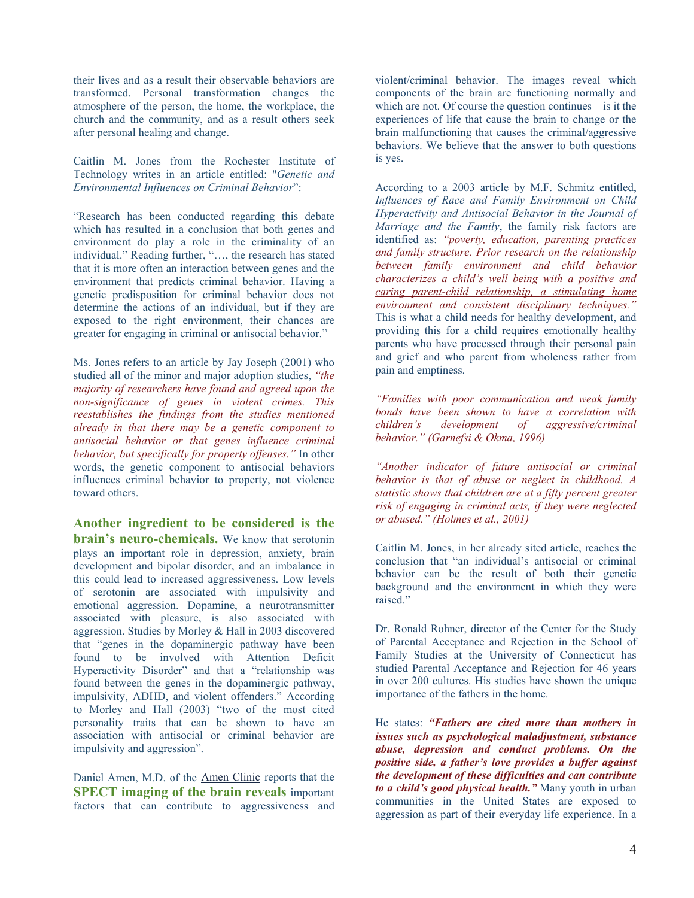their lives and as a result their observable behaviors are transformed. Personal transformation changes the atmosphere of the person, the home, the workplace, the church and the community, and as a result others seek after personal healing and change.

Caitlin M. Jones from the Rochester Institute of Technology writes in an article entitled: "*Genetic and Environmental Influences on Criminal Behavior*":

"Research has been conducted regarding this debate which has resulted in a conclusion that both genes and environment do play a role in the criminality of an individual." Reading further, "…, the research has stated that it is more often an interaction between genes and the environment that predicts criminal behavior. Having a genetic predisposition for criminal behavior does not determine the actions of an individual, but if they are exposed to the right environment, their chances are greater for engaging in criminal or antisocial behavior."

Ms. Jones refers to an article by Jay Joseph (2001) who studied all of the minor and major adoption studies, *"the majority of researchers have found and agreed upon the non-significance of genes in violent crimes. This reestablishes the findings from the studies mentioned already in that there may be a genetic component to antisocial behavior or that genes influence criminal behavior, but specifically for property offenses."* In other words, the genetic component to antisocial behaviors influences criminal behavior to property, not violence toward others.

**Another ingredient to be considered is the brain's neuro-chemicals.** We know that serotonin plays an important role in depression, anxiety, brain development and bipolar disorder, and an imbalance in this could lead to increased aggressiveness. Low levels of serotonin are associated with impulsivity and emotional aggression. Dopamine, a neurotransmitter associated with pleasure, is also associated with aggression. Studies by Morley & Hall in 2003 discovered that "genes in the dopaminergic pathway have been found to be involved with Attention Deficit Hyperactivity Disorder" and that a "relationship was found between the genes in the dopaminergic pathway, impulsivity, ADHD, and violent offenders." According to Morley and Hall (2003) "two of the most cited personality traits that can be shown to have an association with antisocial or criminal behavior are impulsivity and aggression".

Daniel Amen, M.D. of the Amen Clinic reports that the **SPECT imaging of the brain reveals** important factors that can contribute to aggressiveness and violent/criminal behavior. The images reveal which components of the brain are functioning normally and which are not. Of course the question continues – is it the experiences of life that cause the brain to change or the brain malfunctioning that causes the criminal/aggressive behaviors. We believe that the answer to both questions is yes.

According to a 2003 article by M.F. Schmitz entitled, *Influences of Race and Family Environment on Child Hyperactivity and Antisocial Behavior in the Journal of Marriage and the Family*, the family risk factors are identified as: *"poverty, education, parenting practices and family structure. Prior research on the relationship between family environment and child behavior characterizes a child's well being with a positive and caring parent-child relationship, a stimulating home environment and consistent disciplinary techniques."* This is what a child needs for healthy development, and providing this for a child requires emotionally healthy parents who have processed through their personal pain and grief and who parent from wholeness rather from pain and emptiness.

*"Families with poor communication and weak family bonds have been shown to have a correlation with children's development of aggressive/criminal behavior." (Garnefsi & Okma, 1996)*

*"Another indicator of future antisocial or criminal behavior is that of abuse or neglect in childhood. A statistic shows that children are at a fifty percent greater risk of engaging in criminal acts, if they were neglected or abused." (Holmes et al., 2001)*

Caitlin M. Jones, in her already sited article, reaches the conclusion that "an individual's antisocial or criminal behavior can be the result of both their genetic background and the environment in which they were raised."

Dr. Ronald Rohner, director of the Center for the Study of Parental Acceptance and Rejection in the School of Family Studies at the University of Connecticut has studied Parental Acceptance and Rejection for 46 years in over 200 cultures. His studies have shown the unique importance of the fathers in the home.

He states: ***"Fathers are cited more than mothers in issues such as psychological maladjustment, substance abuse, depression and conduct problems. On the positive side, a father's love provides a buffer against the development of these difficulties and can contribute to a child's good physical health."*** Many youth in urban communities in the United States are exposed to aggression as part of their everyday life experience. In a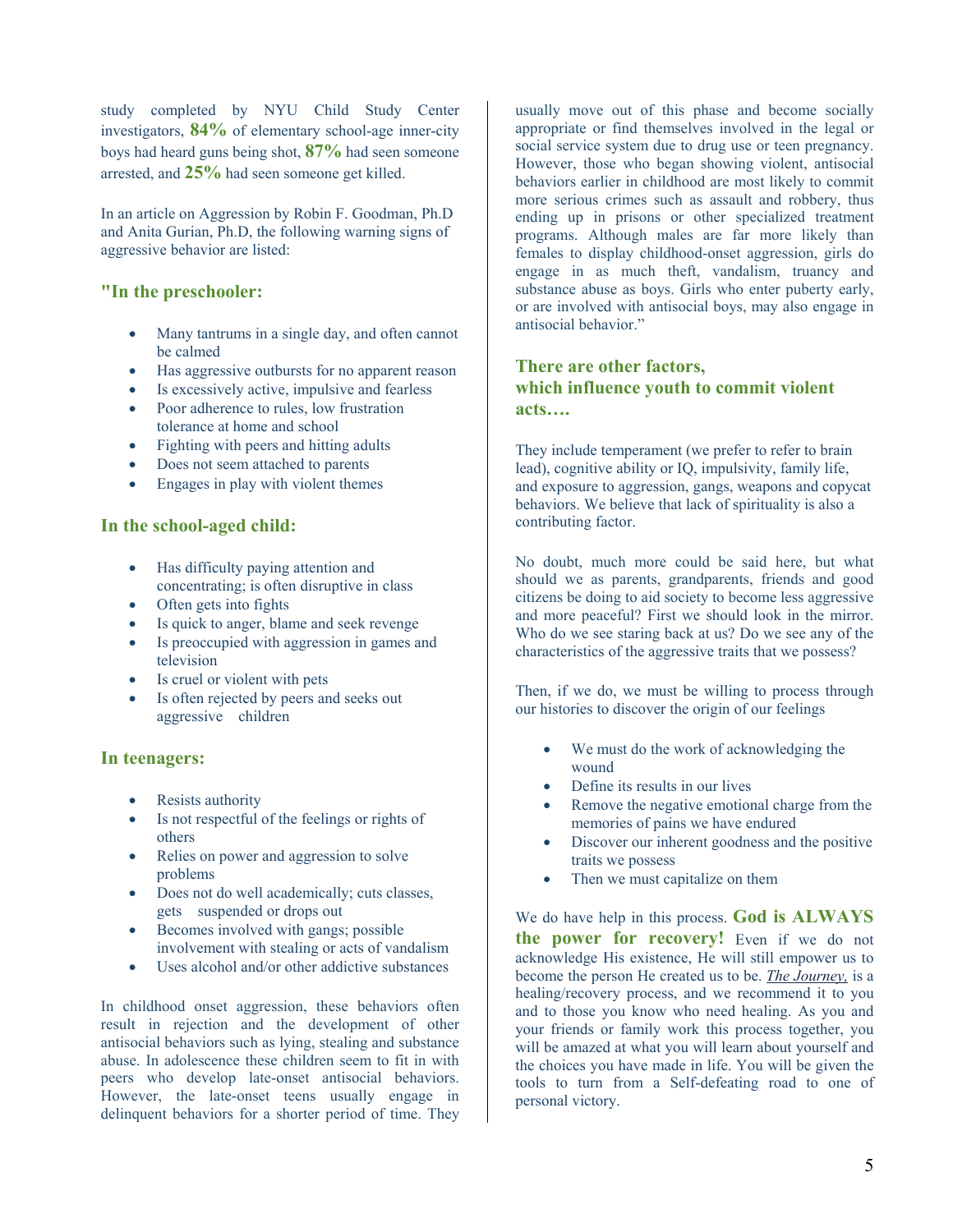study completed by NYU Child Study Center investigators, **84%** of elementary school-age inner-city boys had heard guns being shot, **87%** had seen someone arrested, and **25%** had seen someone get killed.

In an article on Aggression by Robin F. Goodman, Ph.D and Anita Gurian, Ph.D, the following warning signs of aggressive behavior are listed:

### "In the preschooler:

- Many tantrums in a single day, and often cannot be calmed
- Has aggressive outbursts for no apparent reason
- Is excessively active, impulsive and fearless
- Poor adherence to rules, low frustration tolerance at home and school
- Fighting with peers and hitting adults
- Does not seem attached to parents
- Engages in play with violent themes

### In the school-aged child:

- Has difficulty paying attention and concentrating; is often disruptive in class
- Often gets into fights
- Is quick to anger, blame and seek revenge
- Is preoccupied with aggression in games and television
- Is cruel or violent with pets
- Is often rejected by peers and seeks out aggressive children

### In teenagers:

- Resists authority
- Is not respectful of the feelings or rights of others
- Relies on power and aggression to solve problems
- Does not do well academically; cuts classes, gets suspended or drops out
- Becomes involved with gangs; possible involvement with stealing or acts of vandalism
- Uses alcohol and/or other addictive substances

In childhood onset aggression, these behaviors often result in rejection and the development of other antisocial behaviors such as lying, stealing and substance abuse. In adolescence these children seem to fit in with peers who develop late-onset antisocial behaviors. However, the late-onset teens usually engage in delinquent behaviors for a shorter period of time. They usually move out of this phase and become socially appropriate or find themselves involved in the legal or social service system due to drug use or teen pregnancy. However, those who began showing violent, antisocial behaviors earlier in childhood are most likely to commit more serious crimes such as assault and robbery, thus ending up in prisons or other specialized treatment programs. Although males are far more likely than females to display childhood-onset aggression, girls do engage in as much theft, vandalism, truancy and substance abuse as boys. Girls who enter puberty early, or are involved with antisocial boys, may also engage in antisocial behavior."

### There are other factors, which influence youth to commit violent acts….

They include temperament (we prefer to refer to brain lead), cognitive ability or IQ, impulsivity, family life, and exposure to aggression, gangs, weapons and copycat behaviors. We believe that lack of spirituality is also a contributing factor.

No doubt, much more could be said here, but what should we as parents, grandparents, friends and good citizens be doing to aid society to become less aggressive and more peaceful? First we should look in the mirror. Who do we see staring back at us? Do we see any of the characteristics of the aggressive traits that we possess?

Then, if we do, we must be willing to process through our histories to discover the origin of our feelings

- We must do the work of acknowledging the wound
- Define its results in our lives
- Remove the negative emotional charge from the memories of pains we have endured
- Discover our inherent goodness and the positive traits we possess
- Then we must capitalize on them

We do have help in this process. **God is ALWAYS the power for recovery!** Even if we do not acknowledge His existence, He will still empower us to become the person He created us to be. *The Journey,* is a healing/recovery process, and we recommend it to you and to those you know who need healing. As you and your friends or family work this process together, you will be amazed at what you will learn about yourself and the choices you have made in life. You will be given the tools to turn from a Self-defeating road to one of personal victory.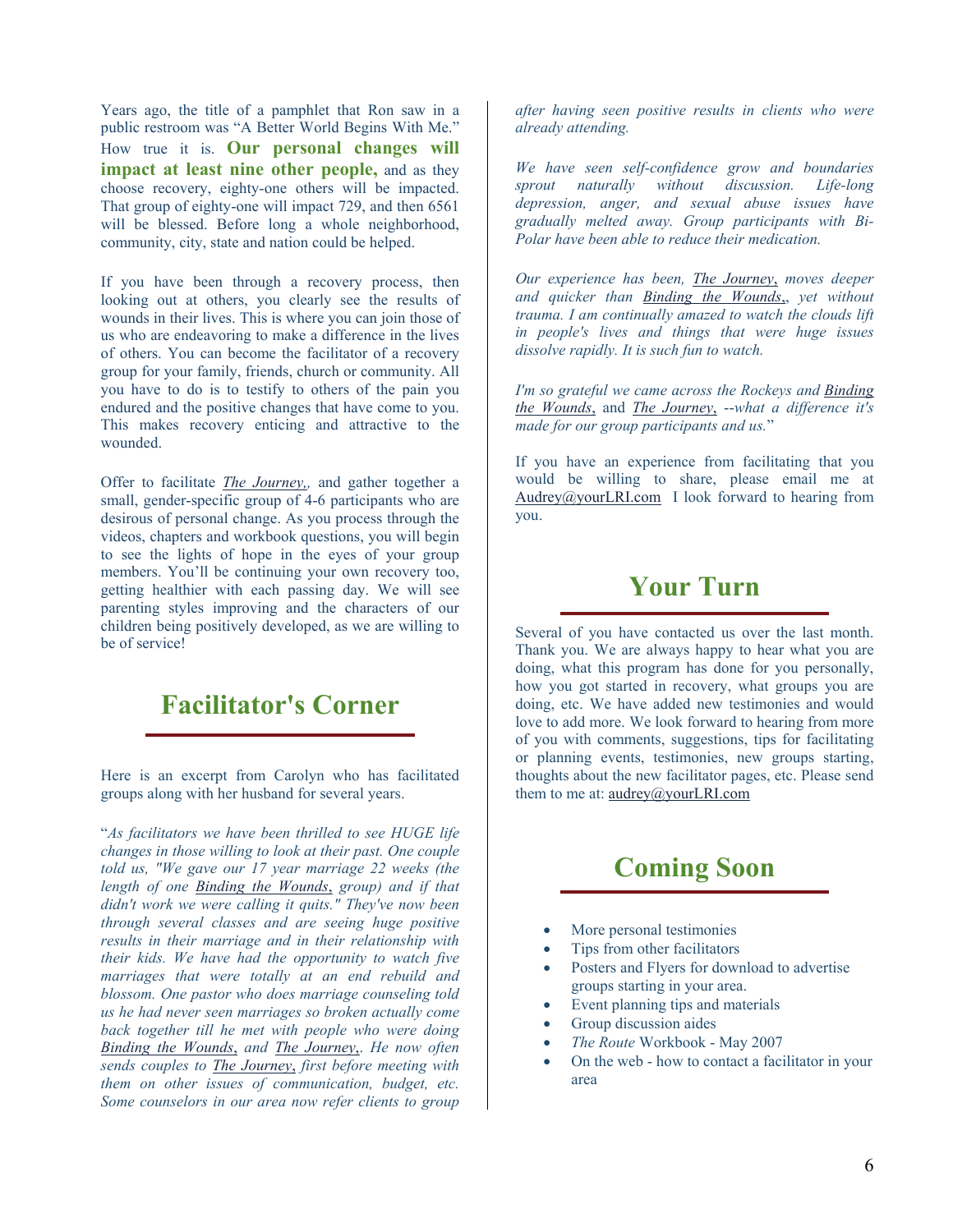Years ago, the title of a pamphlet that Ron saw in a public restroom was “A Better World Begins With Me.” How true it is. **Our personal changes will impact at least nine other people,** and as they choose recovery, eighty-one others will be impacted. That group of eighty-one will impact 729, and then 6561 will be blessed. Before long a whole neighborhood, community, city, state and nation could be helped.

If you have been through a recovery process, then looking out at others, you clearly see the results of wounds in their lives. This is where you can join those of us who are endeavoring to make a difference in the lives of others. You can become the facilitator of a recovery group for your family, friends, church or community. All you have to do is to testify to others of the pain you endured and the positive changes that have come to you. This makes recovery enticing and attractive to the wounded.

Offer to facilitate *The Journey*,, and gather together a small, gender-specific group of 4-6 participants who are desirous of personal change. As you process through the videos, chapters and workbook questions, you will begin to see the lights of hope in the eyes of your group members. You’ll be continuing your own recovery too, getting healthier with each passing day. We will see parenting styles improving and the characters of our children being positively developed, as we are willing to be of service!

## Facilitator's Corner

Here is an excerpt from Carolyn who has facilitated groups along with her husband for several years.

“*As facilitators we have been thrilled to see HUGE life changes in those willing to look at their past. One couple told us, "We gave our 17 year marriage 22 weeks (the length of one Binding the Wounds, group) and if that didn't work we were calling it quits." They've now been through several classes and are seeing huge positive results in their marriage and in their relationship with their kids. We have had the opportunity to watch five marriages that were totally at an end rebuild and blossom. One pastor who does marriage counseling told us he had never seen marriages so broken actually come back together till he met with people who were doing Binding the Wounds, and The Journey,. He now often sends couples to The Journey, first before meeting with them on other issues of communication, budget, etc. Some counselors in our area now refer clients to group after having seen positive results in clients who were already attending.*

*We have seen self-confidence grow and boundaries sprout naturally without discussion. Life-long depression, anger, and sexual abuse issues have gradually melted away. Group participants with Bi-Polar have been able to reduce their medication.*

*Our experience has been, The Journey, moves deeper and quicker than Binding the Wounds,, yet without trauma. I am continually amazed to watch the clouds lift in people's lives and things that were huge issues dissolve rapidly. It is such fun to watch.*

*I'm so grateful we came across the Rockeys and Binding the Wounds, and The Journey, --what a difference it's made for our group participants and us.*”

If you have an experience from facilitating that you would be willing to share, please email me at Audrey@yourLRI.com I look forward to hearing from you.

## Your Turn

Several of you have contacted us over the last month. Thank you. We are always happy to hear what you are doing, what this program has done for you personally, how you got started in recovery, what groups you are doing, etc. We have added new testimonies and would love to add more. We look forward to hearing from more of you with comments, suggestions, tips for facilitating or planning events, testimonies, new groups starting, thoughts about the new facilitator pages, etc. Please send them to me at: audrey@yourLRI.com

## Coming Soon

- More personal testimonies
- Tips from other facilitators
- Posters and Flyers for download to advertise groups starting in your area.
- Event planning tips and materials
- Group discussion aides
- *The Route* Workbook - May 2007
- On the web - how to contact a facilitator in your area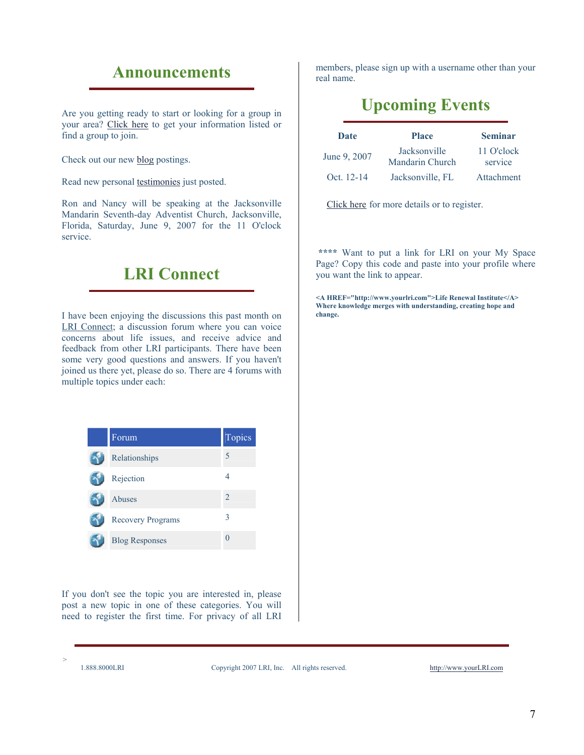## Announcements

Are you getting ready to start or looking for a group in your area? Click here to get your information listed or find a group to join.

Check out our new blog postings.

Read new personal testimonies just posted.

Ron and Nancy will be speaking at the Jacksonville Mandarin Seventh-day Adventist Church, Jacksonville, Florida, Saturday, June 9, 2007 for the 11 O'clock service.

## LRI Connect

I have been enjoying the discussions this past month on LRI Connect; a discussion forum where you can voice concerns about life issues, and receive advice and feedback from other LRI participants. There have been some very good questions and answers. If you haven't joined us there yet, please do so. There are 4 forums with multiple topics under each:

| | Forum | Topics |
|---|---|---|
| | Relationships | 5 |
| | Rejection | 4 |
| | Abuses | 2 |
| | Recovery Programs | 3 |
| | Blog Responses | 0 |

If you don't see the topic you are interested in, please post a new topic in one of these categories. You will need to register the first time. For privacy of all LRI members, please sign up with a username other than your real name.

## Upcoming Events

| Date | Place | Seminar |
|---|---|---|
| June 9, 2007 | Jacksonville Mandarin Church | 11 O'clock service |
| Oct. 12-14 | Jacksonville, FL | Attachment |

Click here for more details or to register.

**** Want to put a link for LRI on your My Space Page? Copy this code and paste into your profile where you want the link to appear.

**<A HREF="http://www.yourlri.com">Life Renewal Institute</A> Where knowledge merges with understanding, creating hope and change.**

1.888.8000LRI    Copyright 2007 LRI, Inc. All rights reserved.    http://www.yourLRI.com